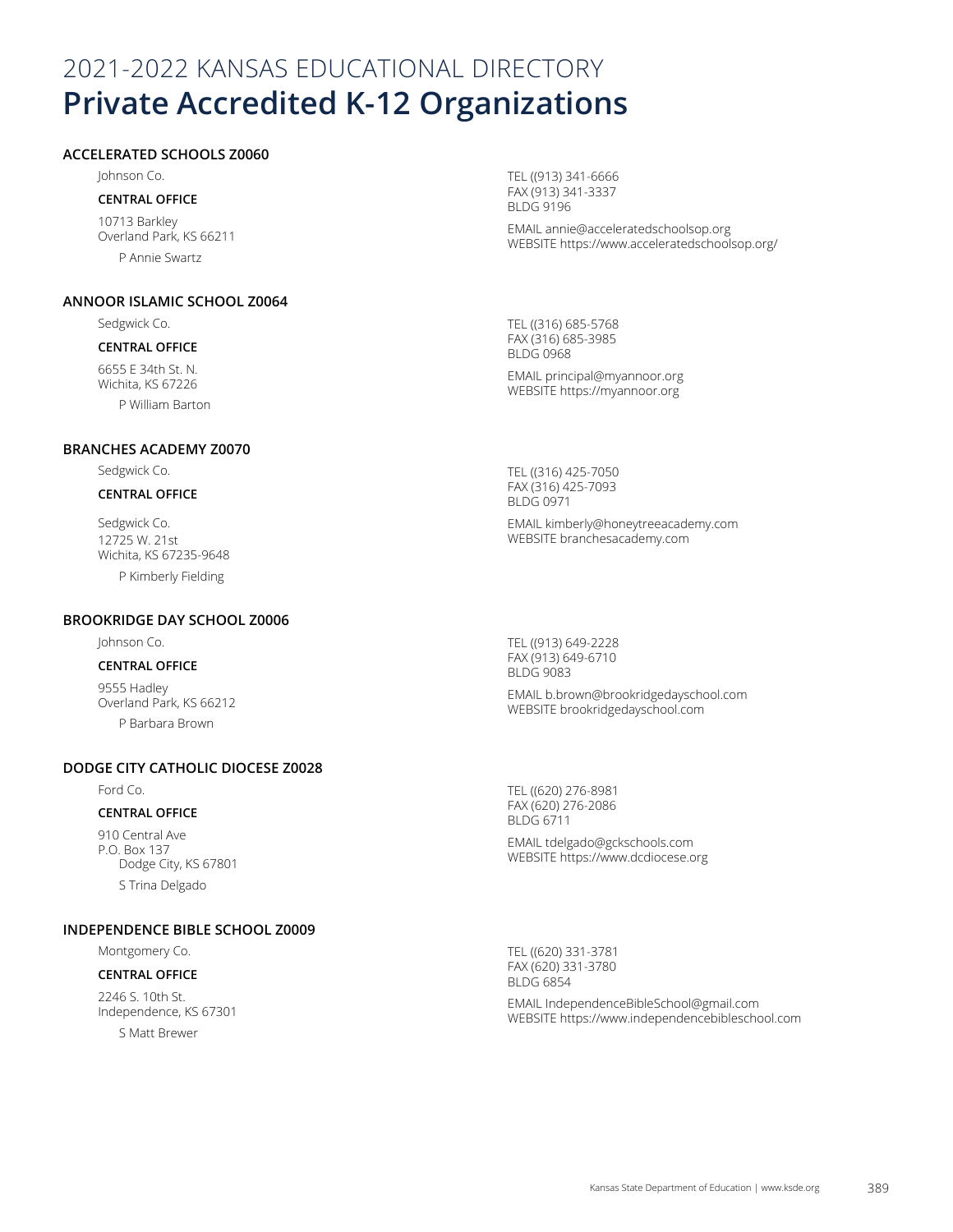# 2021-2022 KANSAS EDUCATIONAL DIRECTORY
# Private Accredited K-12 Organizations

### ACCELERATED SCHOOLS Z0060

Johnson Co.

**CENTRAL OFFICE**

10713 Barkley
Overland Park, KS 66211

P Annie Swartz

TEL ((913) 341-6666
FAX (913) 341-3337
BLDG 9196

EMAIL annie@acceleratedschoolsop.org
WEBSITE https://www.acceleratedschoolsop.org/

### ANNOOR ISLAMIC SCHOOL Z0064

Sedgwick Co.

**CENTRAL OFFICE**

6655 E 34th St. N.
Wichita, KS 67226

P William Barton

TEL ((316) 685-5768
FAX (316) 685-3985
BLDG 0968

EMAIL principal@myannoor.org
WEBSITE https://myannoor.org

### BRANCHES ACADEMY Z0070

Sedgwick Co.

**CENTRAL OFFICE**

Sedgwick Co.
12725 W. 21st
Wichita, KS 67235-9648

P Kimberly Fielding

TEL ((316) 425-7050
FAX (316) 425-7093
BLDG 0971

EMAIL kimberly@honeytreeacademy.com
WEBSITE branchesacademy.com

### BROOKRIDGE DAY SCHOOL Z0006

Johnson Co.

**CENTRAL OFFICE**

9555 Hadley
Overland Park, KS 66212

P Barbara Brown

TEL ((913) 649-2228
FAX (913) 649-6710
BLDG 9083

EMAIL b.brown@brookridgedayschool.com
WEBSITE brookridgedayschool.com

### DODGE CITY CATHOLIC DIOCESE Z0028

Ford Co.

**CENTRAL OFFICE**

910 Central Ave
P.O. Box 137
Dodge City, KS 67801

S Trina Delgado

TEL ((620) 276-8981
FAX (620) 276-2086
BLDG 6711

EMAIL tdelgado@gckschools.com
WEBSITE https://www.dcdiocese.org

### INDEPENDENCE BIBLE SCHOOL Z0009

Montgomery Co.

**CENTRAL OFFICE**

2246 S. 10th St.
Independence, KS 67301

S Matt Brewer

TEL ((620) 331-3781
FAX (620) 331-3780
BLDG 6854

EMAIL IndependenceBibleSchool@gmail.com
WEBSITE https://www.independencebibleschool.com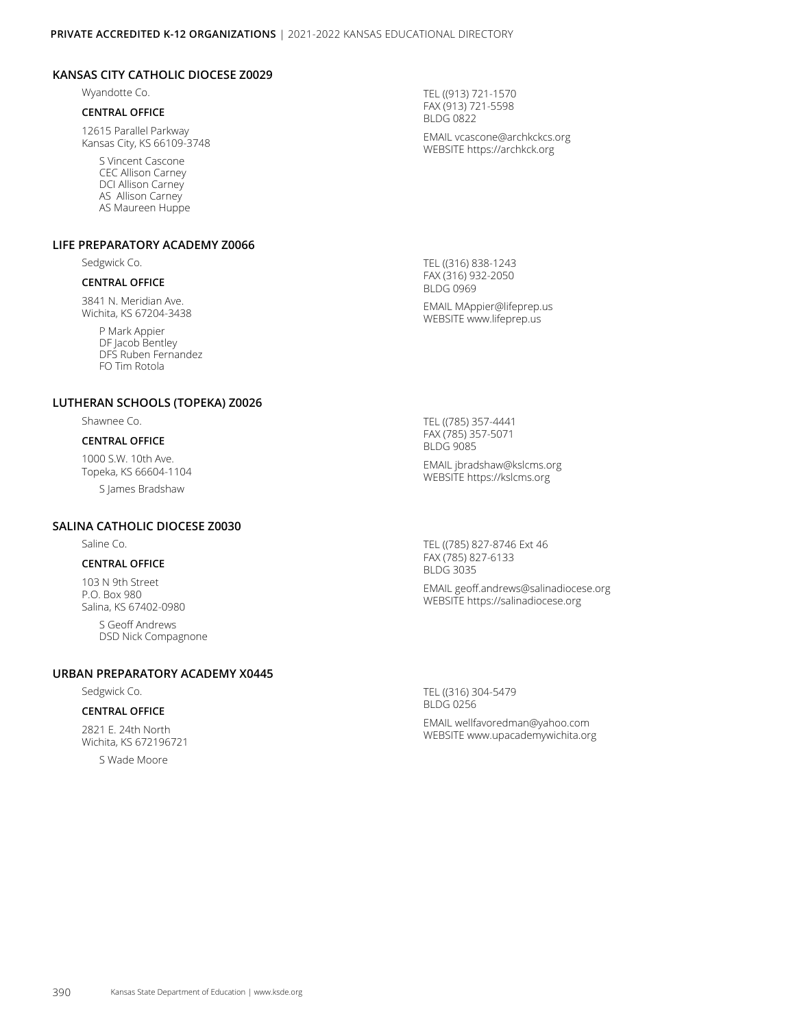## KANSAS CITY CATHOLIC DIOCESE Z0029

Wyandotte Co.

**CENTRAL OFFICE**

12615 Parallel Parkway
Kansas City, KS 66109-3748

S Vincent Cascone
CEC Allison Carney
DCI Allison Carney
AS Allison Carney
AS Maureen Huppe

TEL ((913) 721-1570
FAX (913) 721-5598
BLDG 0822

EMAIL vcascone@archkckcs.org
WEBSITE https://archkck.org

## LIFE PREPARATORY ACADEMY Z0066

Sedgwick Co.

**CENTRAL OFFICE**

3841 N. Meridian Ave.
Wichita, KS 67204-3438

P Mark Appier
DF Jacob Bentley
DFS Ruben Fernandez
FO Tim Rotola

TEL ((316) 838-1243
FAX (316) 932-2050
BLDG 0969

EMAIL MAppier@lifeprep.us
WEBSITE www.lifeprep.us

## LUTHERAN SCHOOLS (TOPEKA) Z0026

Shawnee Co.

**CENTRAL OFFICE**

1000 S.W. 10th Ave.
Topeka, KS 66604-1104

S James Bradshaw

TEL ((785) 357-4441
FAX (785) 357-5071
BLDG 9085

EMAIL jbradshaw@kslcms.org
WEBSITE https://kslcms.org

## SALINA CATHOLIC DIOCESE Z0030

Saline Co.

**CENTRAL OFFICE**

103 N 9th Street
P.O. Box 980
Salina, KS 67402-0980

S Geoff Andrews
DSD Nick Compagnone

TEL ((785) 827-8746 Ext 46
FAX (785) 827-6133
BLDG 3035

EMAIL geoff.andrews@salinadiocese.org
WEBSITE https://salinadiocese.org

## URBAN PREPARATORY ACADEMY X0445

Sedgwick Co.

**CENTRAL OFFICE**

2821 E. 24th North
Wichita, KS 672196721

S Wade Moore

TEL ((316) 304-5479
BLDG 0256

EMAIL wellfavoredman@yahoo.com
WEBSITE www.upacademywichita.org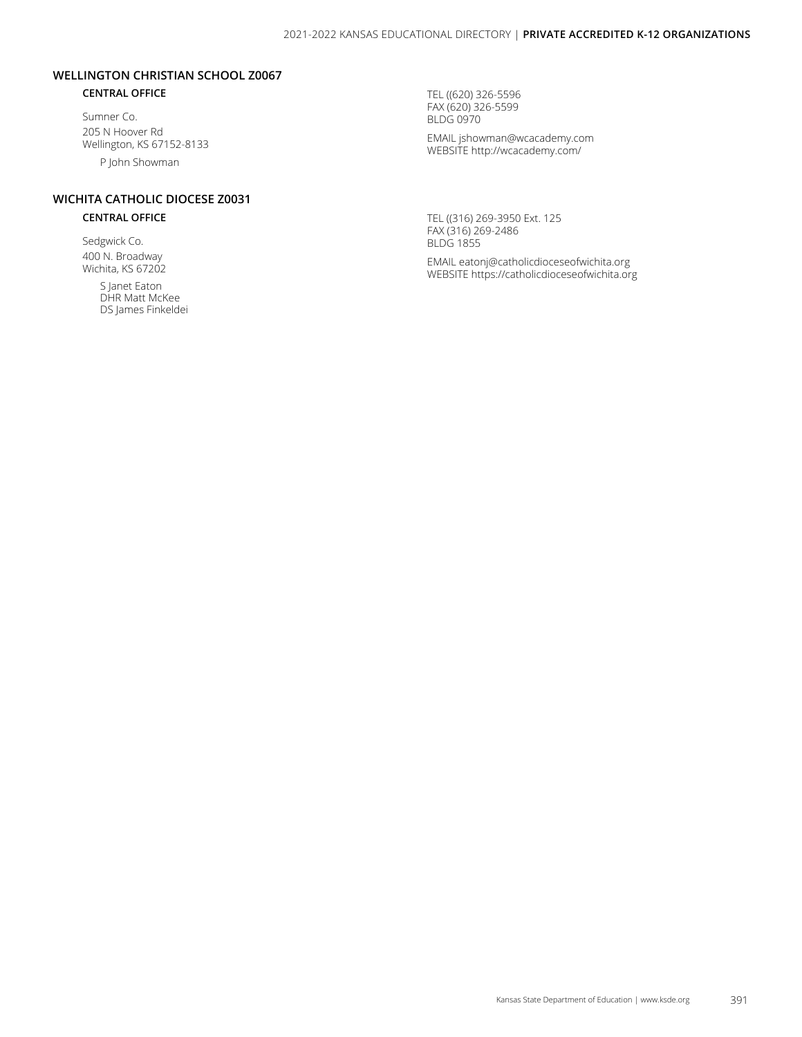## WELLINGTON CHRISTIAN SCHOOL Z0067

### CENTRAL OFFICE

Sumner Co.

205 N Hoover Rd
Wellington, KS 67152-8133

P John Showman

TEL ((620) 326-5596
FAX (620) 326-5599
BLDG 0970

EMAIL jshowman@wcacademy.com
WEBSITE http://wcacademy.com/

## WICHITA CATHOLIC DIOCESE Z0031

### CENTRAL OFFICE

Sedgwick Co.

400 N. Broadway
Wichita, KS 67202

S Janet Eaton
DHR Matt McKee
DS James Finkeldei

TEL ((316) 269-3950 Ext. 125
FAX (316) 269-2486
BLDG 1855

EMAIL eatonj@catholicdioceseofwichita.org
WEBSITE https://catholicdioceseofwichita.org